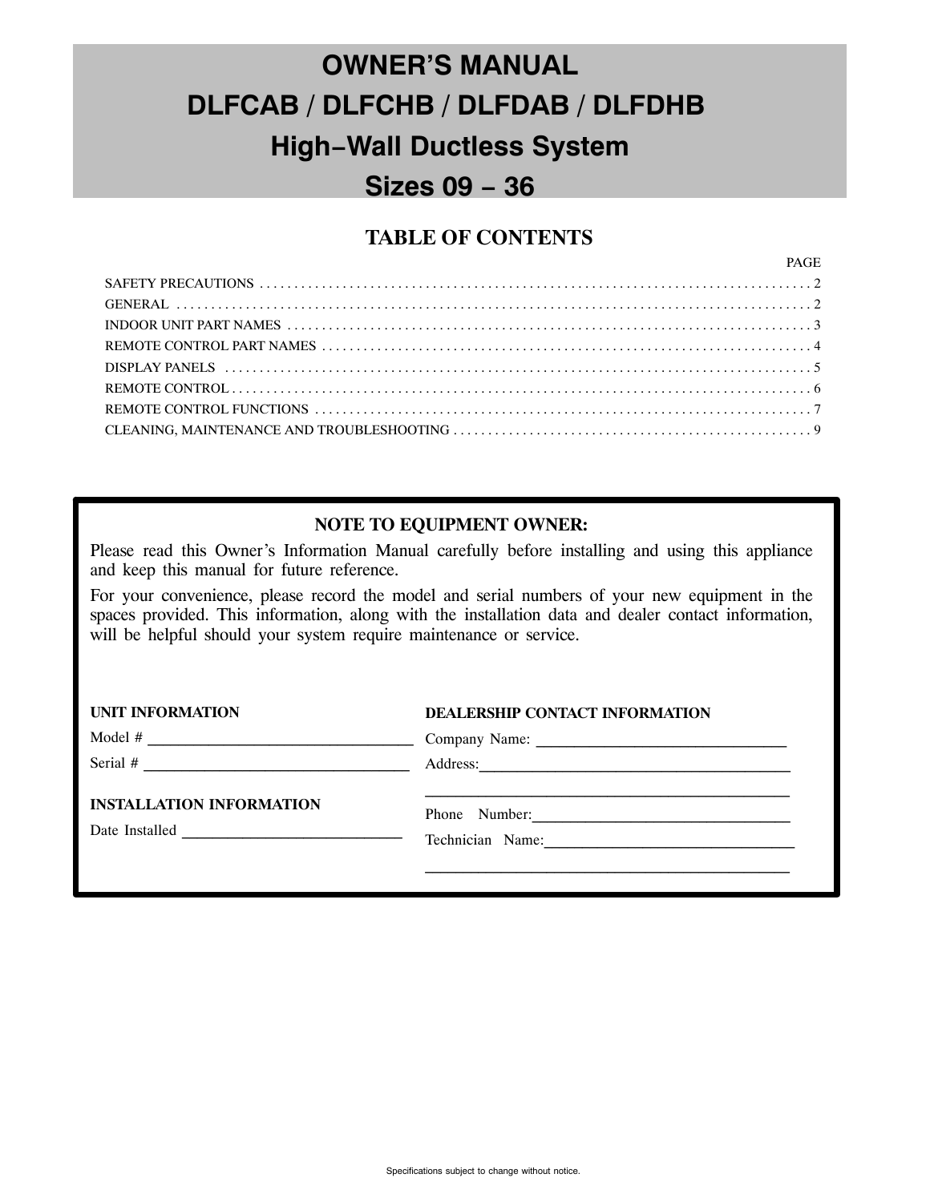# OWNER'S MANUAL
# DLFCAB / DLFCHB / DLFDAB / DLFDHB
## High−Wall Ductless System
## Sizes 09 − 36

## TABLE OF CONTENTS

| | PAGE |
|---|---|
| SAFETY PRECAUTIONS | 2 |
| GENERAL | 2 |
| INDOOR UNIT PART NAMES | 3 |
| REMOTE CONTROL PART NAMES | 4 |
| DISPLAY PANELS | 5 |
| REMOTE CONTROL | 6 |
| REMOTE CONTROL FUNCTIONS | 7 |
| CLEANING, MAINTENANCE AND TROUBLESHOOTING | 9 |

### NOTE TO EQUIPMENT OWNER:

Please read this Owner's Information Manual carefully before installing and using this appliance and keep this manual for future reference.

For your convenience, please record the model and serial numbers of your new equipment in the spaces provided. This information, along with the installation data and dealer contact information, will be helpful should your system require maintenance or service.

**UNIT INFORMATION**

Model # ______________________________

Serial # ______________________________

**INSTALLATION INFORMATION**

Date Installed __________________________

**DEALERSHIP CONTACT INFORMATION**

Company Name: ____________________________

Address: ________________________________

________________________________________

Phone Number: ____________________________

Technician Name: __________________________

________________________________________

Specifications subject to change without notice.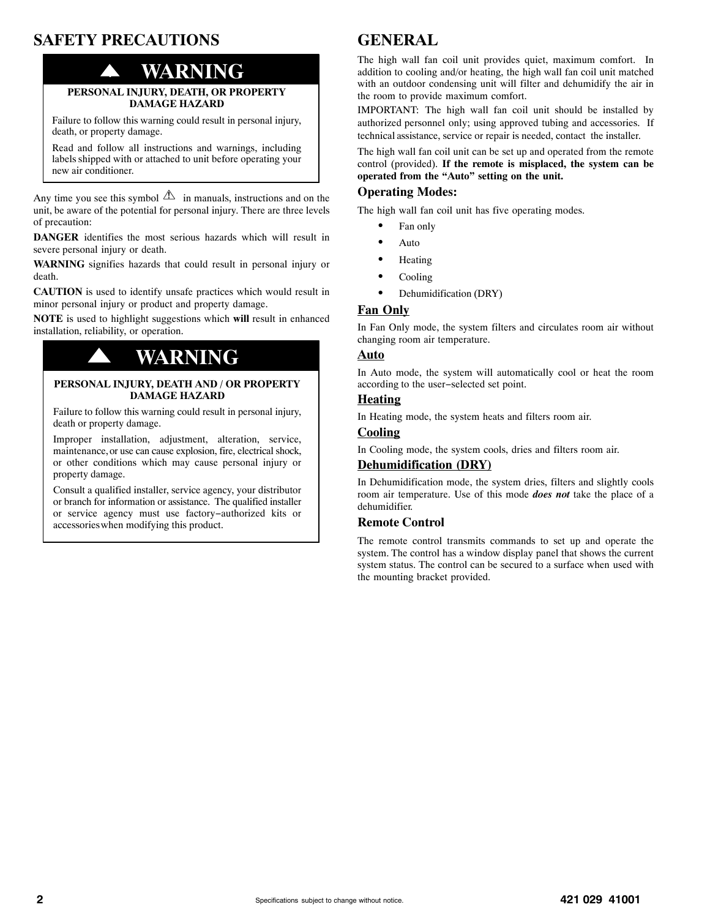## SAFETY PRECAUTIONS

### ⚠ WARNING

**PERSONAL INJURY, DEATH, OR PROPERTY DAMAGE HAZARD**

Failure to follow this warning could result in personal injury, death, or property damage.

Read and follow all instructions and warnings, including labels shipped with or attached to unit before operating your new air conditioner.

Any time you see this symbol ⚠ in manuals, instructions and on the unit, be aware of the potential for personal injury. There are three levels of precaution:

**DANGER** identifies the most serious hazards which will result in severe personal injury or death.

**WARNING** signifies hazards that could result in personal injury or death.

**CAUTION** is used to identify unsafe practices which would result in minor personal injury or product and property damage.

**NOTE** is used to highlight suggestions which **will** result in enhanced installation, reliability, or operation.

### ⚠ WARNING

**PERSONAL INJURY, DEATH AND / OR PROPERTY DAMAGE HAZARD**

Failure to follow this warning could result in personal injury, death or property damage.

Improper installation, adjustment, alteration, service, maintenance, or use can cause explosion, fire, electrical shock, or other conditions which may cause personal injury or property damage.

Consult a qualified installer, service agency, your distributor or branch for information or assistance. The qualified installer or service agency must use factory–authorized kits or accessories when modifying this product.

## GENERAL

The high wall fan coil unit provides quiet, maximum comfort. In addition to cooling and/or heating, the high wall fan coil unit matched with an outdoor condensing unit will filter and dehumidify the air in the room to provide maximum comfort.

IMPORTANT: The high wall fan coil unit should be installed by authorized personnel only; using approved tubing and accessories. If technical assistance, service or repair is needed, contact the installer.

The high wall fan coil unit can be set up and operated from the remote control (provided). **If the remote is misplaced, the system can be operated from the "Auto" setting on the unit.**

### Operating Modes:

The high wall fan coil unit has five operating modes.

- Fan only
- Auto
- Heating
- Cooling
- Dehumidification (DRY)

### Fan Only

In Fan Only mode, the system filters and circulates room air without changing room air temperature.

### Auto

In Auto mode, the system will automatically cool or heat the room according to the user–selected set point.

### Heating

In Heating mode, the system heats and filters room air.

### Cooling

In Cooling mode, the system cools, dries and filters room air.

### Dehumidification (DRY)

In Dehumidification mode, the system dries, filters and slightly cools room air temperature. Use of this mode ***does not*** take the place of a dehumidifier.

### Remote Control

The remote control transmits commands to set up and operate the system. The control has a window display panel that shows the current system status. The control can be secured to a surface when used with the mounting bracket provided.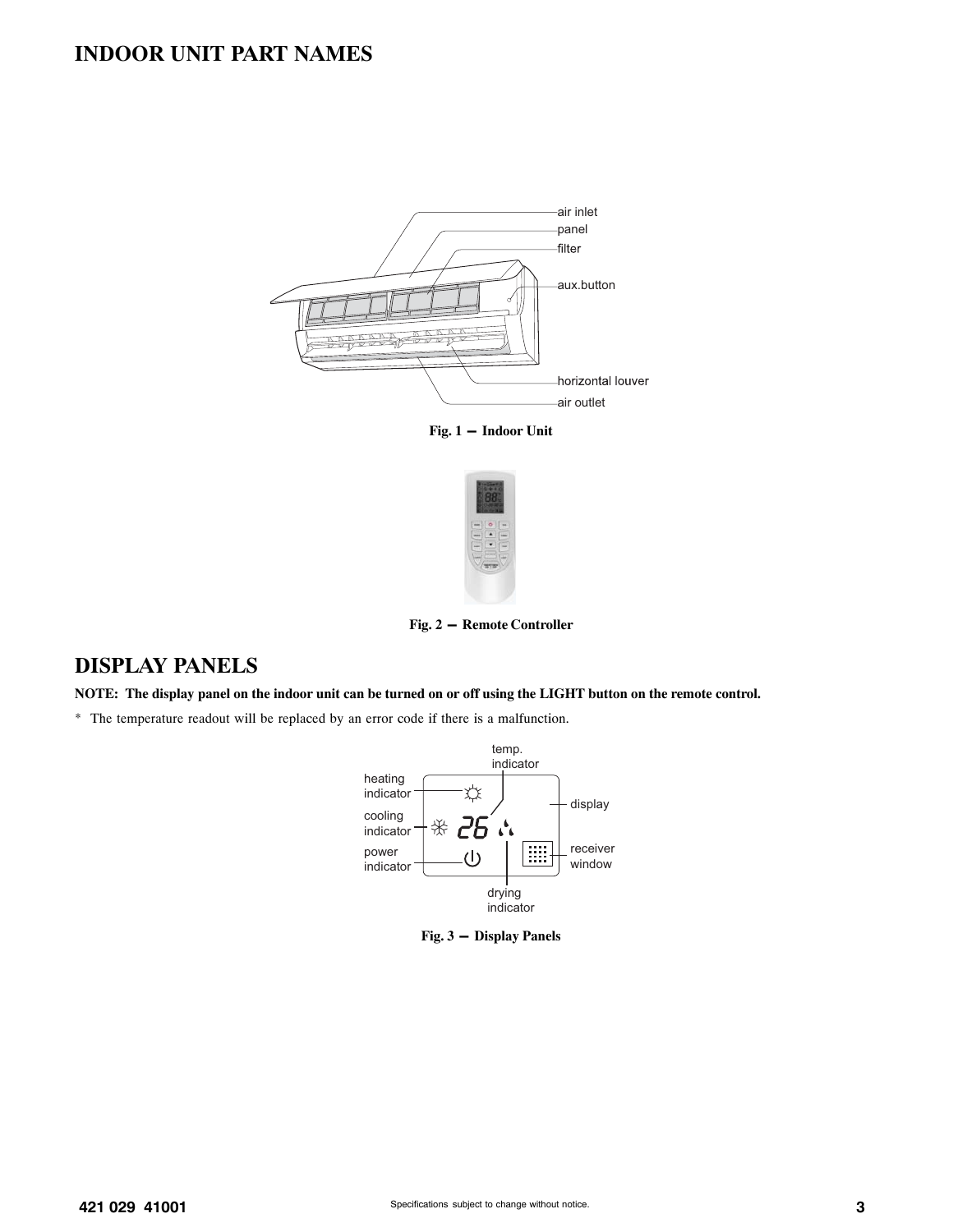# INDOOR UNIT PART NAMES

air inlet
panel
filter
aux.button
horizontal louver
air outlet

**Fig. 1 — Indoor Unit**

**Fig. 2 — Remote Controller**

# DISPLAY PANELS

**NOTE: The display panel on the indoor unit can be turned on or off using the LIGHT button on the remote control.**

* The temperature readout will be replaced by an error code if there is a malfunction.

temp. indicator
heating indicator
cooling indicator
power indicator
display
receiver window
drying indicator

**Fig. 3 — Display Panels**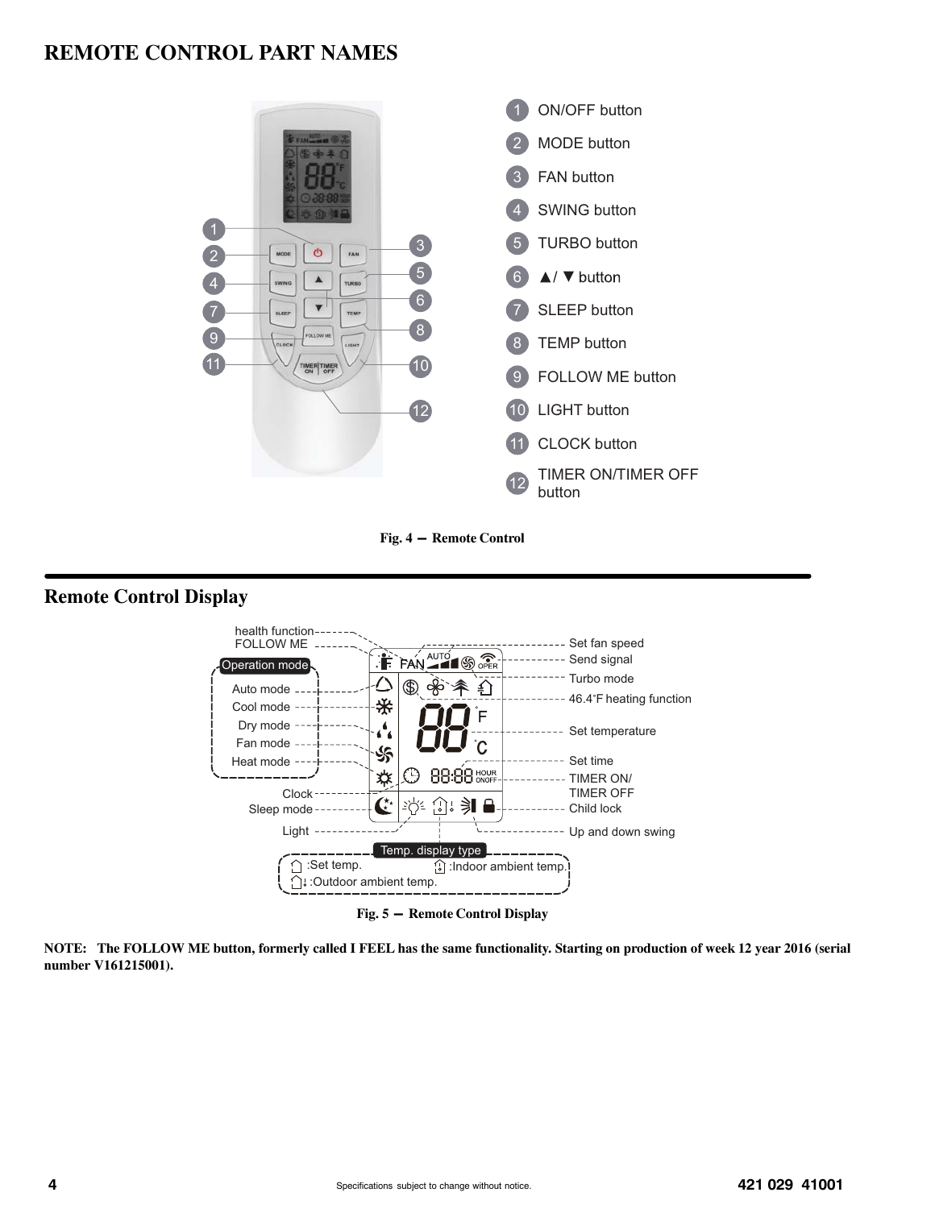## REMOTE CONTROL PART NAMES

1. ON/OFF button
2. MODE button
3. FAN button
4. SWING button
5. TURBO button
6. ▲/ ▼ button
7. SLEEP button
8. TEMP button
9. FOLLOW ME button
10. LIGHT button
11. CLOCK button
12. TIMER ON/TIMER OFF button

**Fig. 4 — Remote Control**

## Remote Control Display

- health function
- FOLLOW ME
- Operation mode
  - Auto mode
  - Cool mode
  - Dry mode
  - Fan mode
  - Heat mode
- Clock
- Sleep mode
- Light
- Set fan speed
- Send signal
- Turbo mode
- 46.4°F heating function
- Set temperature
- Set time
- TIMER ON/ TIMER OFF
- Child lock
- Up and down swing
- Temp. display type
  - :Set temp.
  - :Indoor ambient temp.
  - :Outdoor ambient temp.

**Fig. 5 — Remote Control Display**

**NOTE: The FOLLOW ME button, formerly called I FEEL has the same functionality. Starting on production of week 12 year 2016 (serial number V161215001).**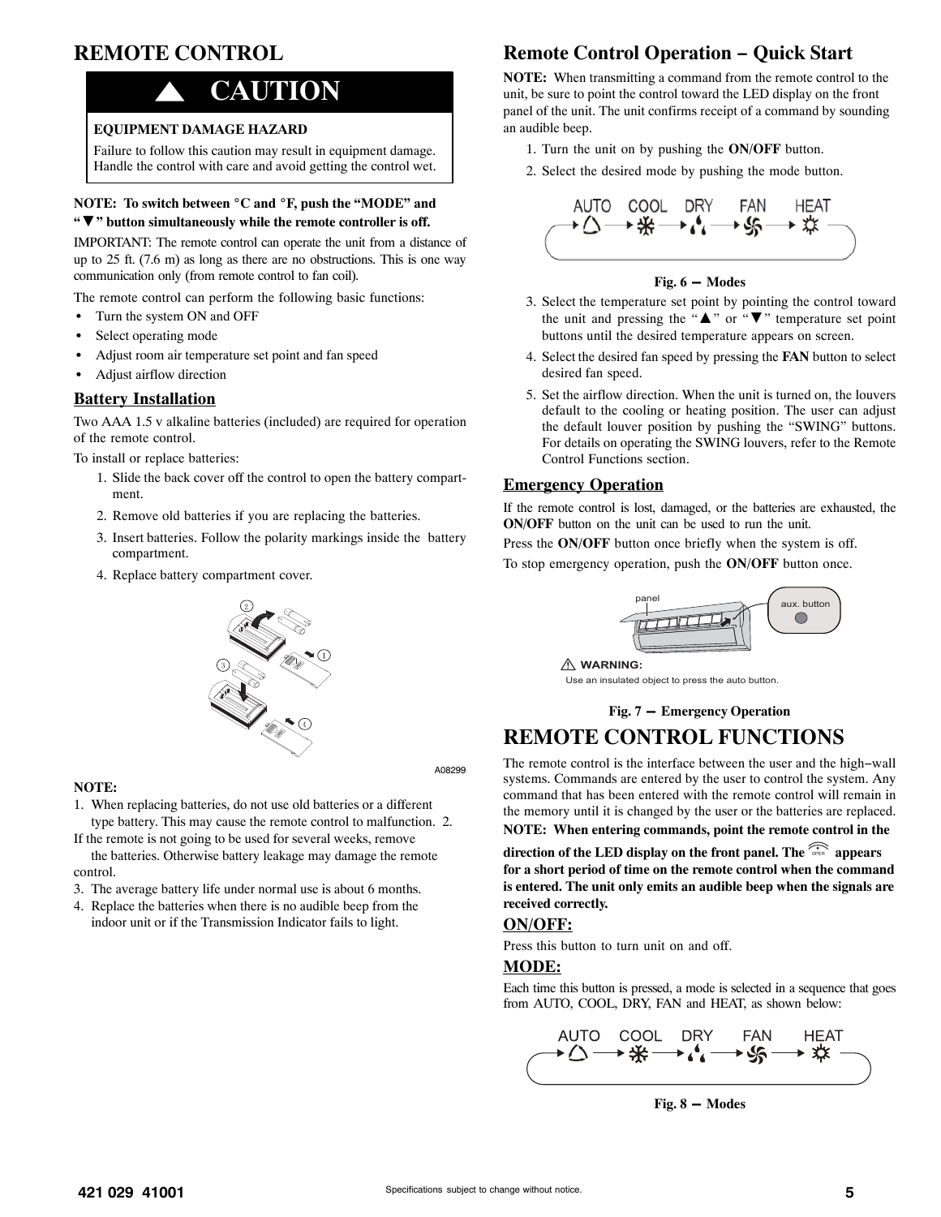# REMOTE CONTROL

**CAUTION**

**EQUIPMENT DAMAGE HAZARD**

Failure to follow this caution may result in equipment damage. Handle the control with care and avoid getting the control wet.

**NOTE: To switch between °C and °F, push the "MODE" and "▼" button simultaneously while the remote controller is off.**

IMPORTANT: The remote control can operate the unit from a distance of up to 25 ft. (7.6 m) as long as there are no obstructions. This is one way communication only (from remote control to fan coil).

The remote control can perform the following basic functions:

- Turn the system ON and OFF
- Select operating mode
- Adjust room air temperature set point and fan speed
- Adjust airflow direction

## Battery Installation

Two AAA 1.5 v alkaline batteries (included) are required for operation of the remote control.

To install or replace batteries:

1. Slide the back cover off the control to open the battery compartment.
2. Remove old batteries if you are replacing the batteries.
3. Insert batteries. Follow the polarity markings inside the battery compartment.
4. Replace battery compartment cover.

A08299

**NOTE:**

1. When replacing batteries, do not use old batteries or a different type battery. This may cause the remote control to malfunction.
2. If the remote is not going to be used for several weeks, remove the batteries. Otherwise battery leakage may damage the remote control.
3. The average battery life under normal use is about 6 months.
4. Replace the batteries when there is no audible beep from the indoor unit or if the Transmission Indicator fails to light.

## Remote Control Operation – Quick Start

**NOTE:** When transmitting a command from the remote control to the unit, be sure to point the control toward the LED display on the front panel of the unit. The unit confirms receipt of a command by sounding an audible beep.

1. Turn the unit on by pushing the **ON/OFF** button.
2. Select the desired mode by pushing the mode button.

AUTO → COOL → DRY → FAN → HEAT

**Fig. 6 – Modes**

3. Select the temperature set point by pointing the control toward the unit and pressing the "▲" or "▼" temperature set point buttons until the desired temperature appears on screen.
4. Select the desired fan speed by pressing the **FAN** button to select desired fan speed.
5. Set the airflow direction. When the unit is turned on, the louvers default to the cooling or heating position. The user can adjust the default louver position by pushing the "SWING" buttons. For details on operating the SWING louvers, refer to the Remote Control Functions section.

## Emergency Operation

If the remote control is lost, damaged, or the batteries are exhausted, the **ON/OFF** button on the unit can be used to run the unit.

Press the **ON/OFF** button once briefly when the system is off.

To stop emergency operation, push the **ON/OFF** button once.

panel

aux. button

⚠ **WARNING:**
Use an insulated object to press the auto button.

**Fig. 7 – Emergency Operation**

# REMOTE CONTROL FUNCTIONS

The remote control is the interface between the user and the high–wall systems. Commands are entered by the user to control the system. Any command that has been entered with the remote control will remain in the memory until it is changed by the user or the batteries are replaced.

**NOTE: When entering commands, point the remote control in the direction of the LED display on the front panel. The OPER appears for a short period of time on the remote control when the command is entered. The unit only emits an audible beep when the signals are received correctly.**

## ON/OFF:

Press this button to turn unit on and off.

## MODE:

Each time this button is pressed, a mode is selected in a sequence that goes from AUTO, COOL, DRY, FAN and HEAT, as shown below:

AUTO → COOL → DRY → FAN → HEAT

**Fig. 8 – Modes**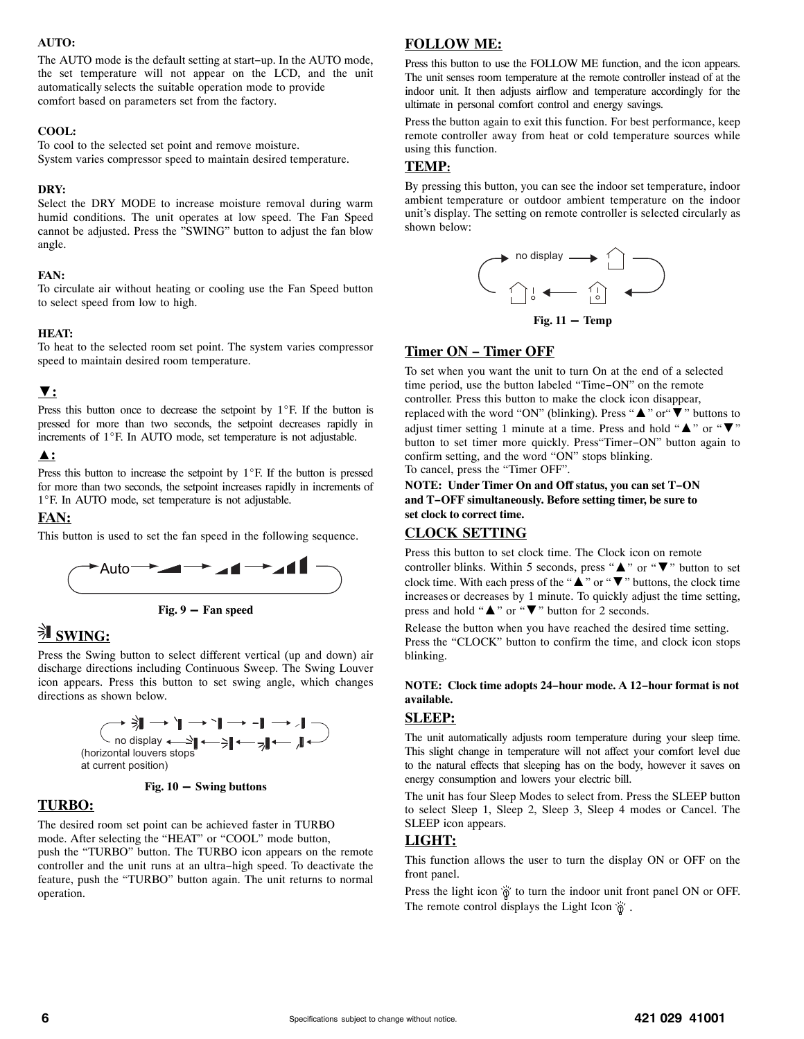**AUTO:**

The AUTO mode is the default setting at start−up. In the AUTO mode, the set temperature will not appear on the LCD, and the unit automatically selects the suitable operation mode to provide comfort based on parameters set from the factory.

**COOL:**

To cool to the selected set point and remove moisture.
System varies compressor speed to maintain desired temperature.

**DRY:**

Select the DRY MODE to increase moisture removal during warm humid conditions. The unit operates at low speed. The Fan Speed cannot be adjusted. Press the "SWING" button to adjust the fan blow angle.

**FAN:**

To circulate air without heating or cooling use the Fan Speed button to select speed from low to high.

**HEAT:**

To heat to the selected room set point. The system varies compressor speed to maintain desired room temperature.

## ▼:

Press this button once to decrease the setpoint by 1°F. If the button is pressed for more than two seconds, the setpoint decreases rapidly in increments of 1°F. In AUTO mode, set temperature is not adjustable.

## ▲:

Press this button to increase the setpoint by 1°F. If the button is pressed for more than two seconds, the setpoint increases rapidly in increments of 1°F. In AUTO mode, set temperature is not adjustable.

## FAN:

This button is used to set the fan speed in the following sequence.

Auto → (low) → (medium) → (high)

**Fig. 9 — Fan speed**

## SWING:

Press the Swing button to select different vertical (up and down) air discharge directions including Continuous Sweep. The Swing Louver icon appears. Press this button to set swing angle, which changes directions as shown below.

no display (horizontal louvers stops at current position)

**Fig. 10 — Swing buttons**

## TURBO:

The desired room set point can be achieved faster in TURBO mode. After selecting the "HEAT" or "COOL" mode button, push the "TURBO" button. The TURBO icon appears on the remote controller and the unit runs at an ultra−high speed. To deactivate the feature, push the "TURBO" button again. The unit returns to normal operation.

## FOLLOW ME:

Press this button to use the FOLLOW ME function, and the icon appears. The unit senses room temperature at the remote controller instead of at the indoor unit. It then adjusts airflow and temperature accordingly for the ultimate in personal comfort control and energy savings.

Press the button again to exit this function. For best performance, keep remote controller away from heat or cold temperature sources while using this function.

## TEMP:

By pressing this button, you can see the indoor set temperature, indoor ambient temperature or outdoor ambient temperature on the indoor unit's display. The setting on remote controller is selected circularly as shown below:

no display

**Fig. 11 — Temp**

## Timer ON − Timer OFF

To set when you want the unit to turn On at the end of a selected time period, use the button labeled "Time−ON" on the remote controller. Press this button to make the clock icon disappear, replaced with the word "ON" (blinking). Press "▲" or "▼" buttons to adjust timer setting 1 minute at a time. Press and hold "▲" or "▼" button to set timer more quickly. Press "Timer−ON" button again to confirm setting, and the word "ON" stops blinking.
To cancel, press the "Timer OFF".

**NOTE: Under Timer On and Off status, you can set T−ON and T−OFF simultaneously. Before setting timer, be sure to set clock to correct time.**

## CLOCK SETTING

Press this button to set clock time. The Clock icon on remote controller blinks. Within 5 seconds, press "▲" or "▼" button to set clock time. With each press of the "▲" or "▼" buttons, the clock time increases or decreases by 1 minute. To quickly adjust the time setting, press and hold "▲" or "▼" button for 2 seconds.

Release the button when you have reached the desired time setting. Press the "CLOCK" button to confirm the time, and clock icon stops blinking.

**NOTE: Clock time adopts 24−hour mode. A 12−hour format is not available.**

## SLEEP:

The unit automatically adjusts room temperature during your sleep time. This slight change in temperature will not affect your comfort level due to the natural effects that sleeping has on the body, however it saves on energy consumption and lowers your electric bill.

The unit has four Sleep Modes to select from. Press the SLEEP button to select Sleep 1, Sleep 2, Sleep 3, Sleep 4 modes or Cancel. The SLEEP icon appears.

## LIGHT:

This function allows the user to turn the display ON or OFF on the front panel.

Press the light icon to turn the indoor unit front panel ON or OFF. The remote control displays the Light Icon.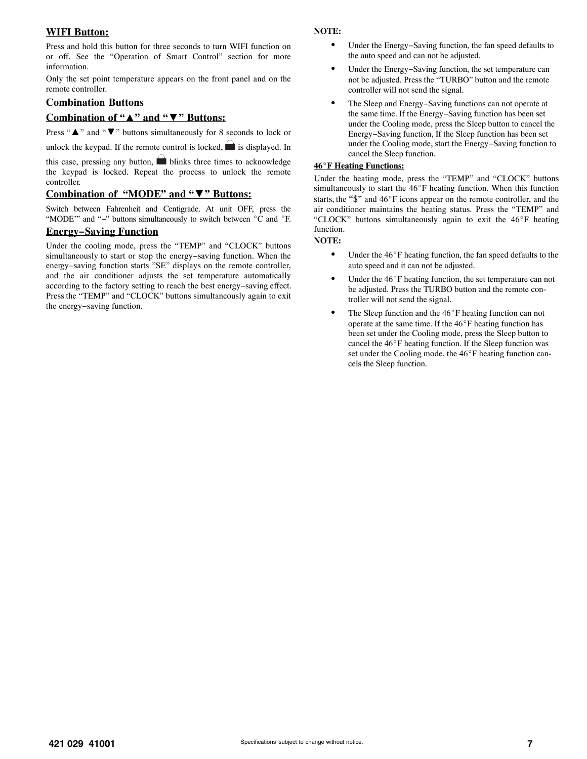## WIFI Button:

Press and hold this button for three seconds to turn WIFI function on or off. See the "Operation of Smart Control" section for more information.

Only the set point temperature appears on the front panel and on the remote controller.

## Combination Buttons

### Combination of "▲" and "▼" Buttons:

Press "▲" and "▼" buttons simultaneously for 8 seconds to lock or unlock the keypad. If the remote control is locked, 🔒 is displayed. In this case, pressing any button, 🔒 blinks three times to acknowledge the keypad is locked. Repeat the process to unlock the remote controller.

### Combination of "MODE" and "▼" Buttons:

Switch between Fahrenheit and Centigrade. At unit OFF, press the "MODE'" and "–" buttons simultaneously to switch between °C and °F.

### Energy–Saving Function

Under the cooling mode, press the "TEMP" and "CLOCK" buttons simultaneously to start or stop the energy–saving function. When the energy–saving function starts "SE" displays on the remote controller, and the air conditioner adjusts the set temperature automatically according to the factory setting to reach the best energy–saving effect. Press the "TEMP" and "CLOCK" buttons simultaneously again to exit the energy–saving function.

**NOTE:**

- Under the Energy–Saving function, the fan speed defaults to the auto speed and can not be adjusted.
- Under the Energy–Saving function, the set temperature can not be adjusted. Press the "TURBO" button and the remote controller will not send the signal.
- The Sleep and Energy–Saving functions can not operate at the same time. If the Energy–Saving function has been set under the Cooling mode, press the Sleep button to cancel the Energy–Saving function, If the Sleep function has been set under the Cooling mode, start the Energy–Saving function to cancel the Sleep function.

#### 46°F Heating Functions:

Under the heating mode, press the "TEMP" and "CLOCK" buttons simultaneously to start the 46°F heating function. When this function starts, the "$" and 46°F icons appear on the remote controller, and the air conditioner maintains the heating status. Press the "TEMP" and "CLOCK" buttons simultaneously again to exit the 46°F heating function.

**NOTE:**

- Under the 46°F heating function, the fan speed defaults to the auto speed and it can not be adjusted.
- Under the 46°F heating function, the set temperature can not be adjusted. Press the TURBO button and the remote controller will not send the signal.
- The Sleep function and the 46°F heating function can not operate at the same time. If the 46°F heating function has been set under the Cooling mode, press the Sleep button to cancel the 46°F heating function. If the Sleep function was set under the Cooling mode, the 46°F heating function cancels the Sleep function.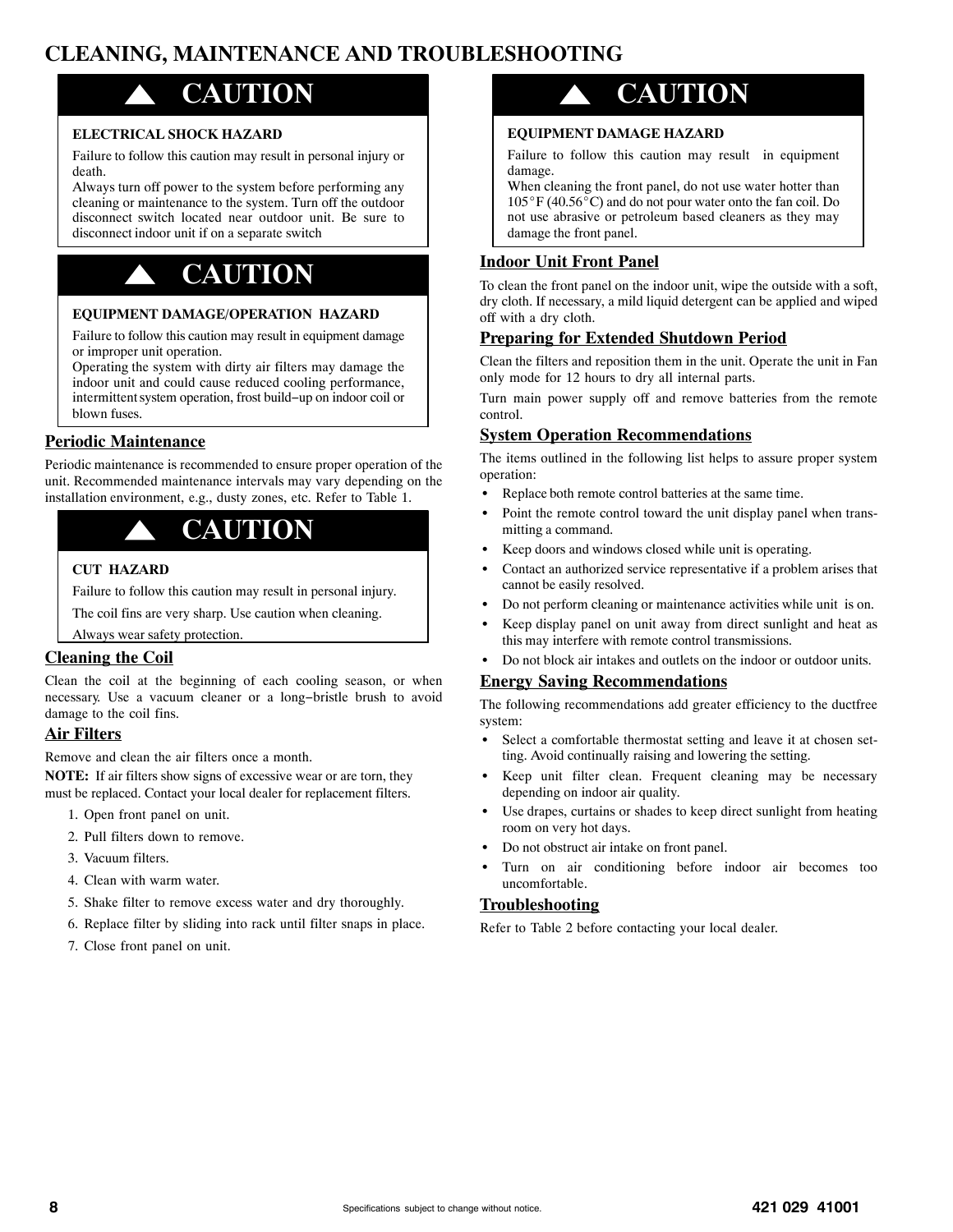# CLEANING, MAINTENANCE AND TROUBLESHOOTING

## ▲ CAUTION

**ELECTRICAL SHOCK HAZARD**

Failure to follow this caution may result in personal injury or death.

Always turn off power to the system before performing any cleaning or maintenance to the system. Turn off the outdoor disconnect switch located near outdoor unit. Be sure to disconnect indoor unit if on a separate switch

## ▲ CAUTION

**EQUIPMENT DAMAGE/OPERATION HAZARD**

Failure to follow this caution may result in equipment damage or improper unit operation.

Operating the system with dirty air filters may damage the indoor unit and could cause reduced cooling performance, intermittent system operation, frost build−up on indoor coil or blown fuses.

### Periodic Maintenance

Periodic maintenance is recommended to ensure proper operation of the unit. Recommended maintenance intervals may vary depending on the installation environment, e.g., dusty zones, etc. Refer to Table 1.

## ▲ CAUTION

**CUT HAZARD**

Failure to follow this caution may result in personal injury.

The coil fins are very sharp. Use caution when cleaning.

Always wear safety protection.

### Cleaning the Coil

Clean the coil at the beginning of each cooling season, or when necessary. Use a vacuum cleaner or a long−bristle brush to avoid damage to the coil fins.

### Air Filters

Remove and clean the air filters once a month.

**NOTE:** If air filters show signs of excessive wear or are torn, they must be replaced. Contact your local dealer for replacement filters.

1. Open front panel on unit.
2. Pull filters down to remove.
3. Vacuum filters.
4. Clean with warm water.
5. Shake filter to remove excess water and dry thoroughly.
6. Replace filter by sliding into rack until filter snaps in place.
7. Close front panel on unit.

## ▲ CAUTION

**EQUIPMENT DAMAGE HAZARD**

Failure to follow this caution may result in equipment damage.

When cleaning the front panel, do not use water hotter than 105°F (40.56°C) and do not pour water onto the fan coil. Do not use abrasive or petroleum based cleaners as they may damage the front panel.

### Indoor Unit Front Panel

To clean the front panel on the indoor unit, wipe the outside with a soft, dry cloth. If necessary, a mild liquid detergent can be applied and wiped off with a dry cloth.

### Preparing for Extended Shutdown Period

Clean the filters and reposition them in the unit. Operate the unit in Fan only mode for 12 hours to dry all internal parts.

Turn main power supply off and remove batteries from the remote control.

### System Operation Recommendations

The items outlined in the following list helps to assure proper system operation:

- Replace both remote control batteries at the same time.
- Point the remote control toward the unit display panel when transmitting a command.
- Keep doors and windows closed while unit is operating.
- Contact an authorized service representative if a problem arises that cannot be easily resolved.
- Do not perform cleaning or maintenance activities while unit is on.
- Keep display panel on unit away from direct sunlight and heat as this may interfere with remote control transmissions.
- Do not block air intakes and outlets on the indoor or outdoor units.

### Energy Saving Recommendations

The following recommendations add greater efficiency to the ductfree system:

- Select a comfortable thermostat setting and leave it at chosen setting. Avoid continually raising and lowering the setting.
- Keep unit filter clean. Frequent cleaning may be necessary depending on indoor air quality.
- Use drapes, curtains or shades to keep direct sunlight from heating room on very hot days.
- Do not obstruct air intake on front panel.
- Turn on air conditioning before indoor air becomes too uncomfortable.

### Troubleshooting

Refer to Table 2 before contacting your local dealer.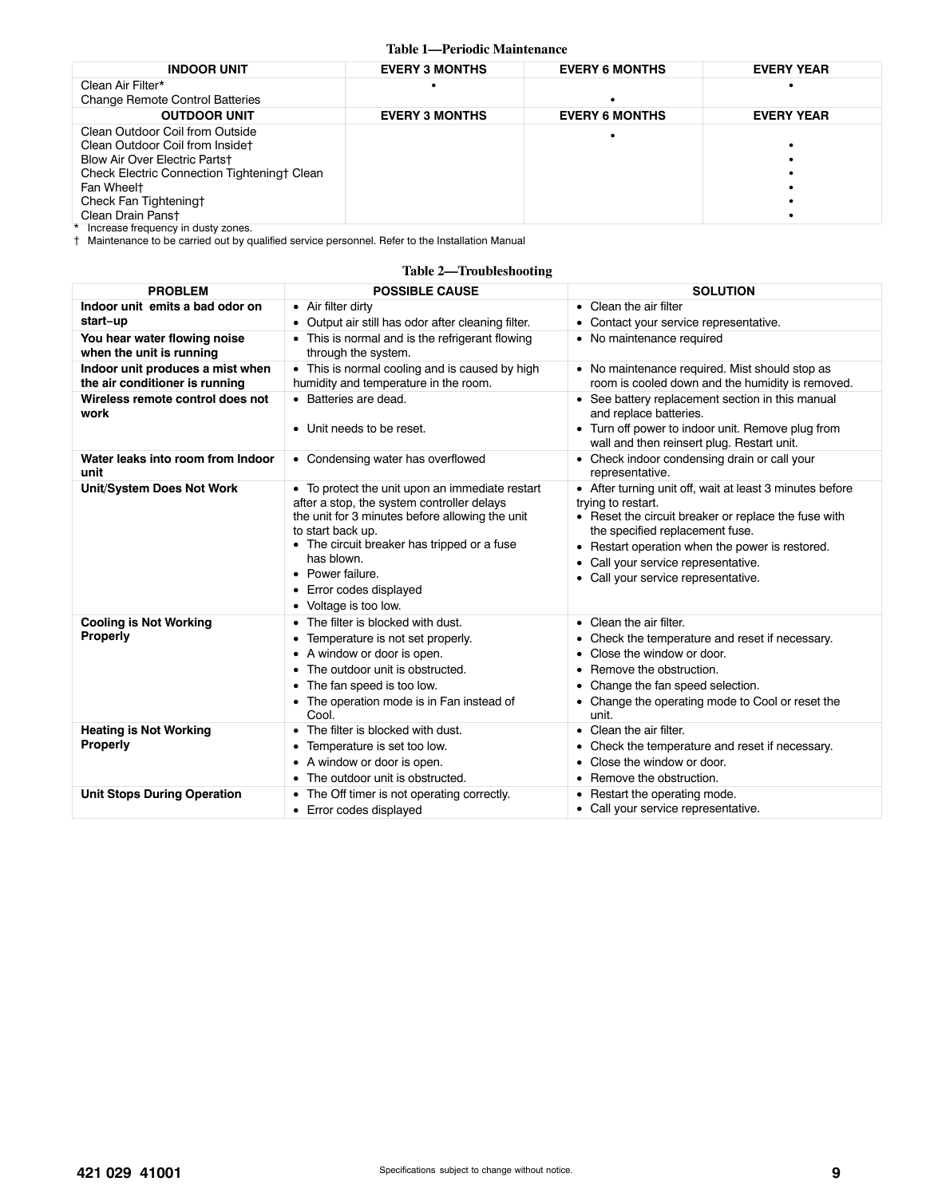**Table 1—Periodic Maintenance**

| INDOOR UNIT | EVERY 3 MONTHS | EVERY 6 MONTHS | EVERY YEAR |
|---|---|---|---|
| Clean Air Filter* | • | | • |
| Change Remote Control Batteries | | • | |
| **OUTDOOR UNIT** | **EVERY 3 MONTHS** | **EVERY 6 MONTHS** | **EVERY YEAR** |
| Clean Outdoor Coil from Outside | | • | |
| Clean Outdoor Coil from Inside† | | | • |
| Blow Air Over Electric Parts† | | | • |
| Check Electric Connection Tightening† | | | • |
| Clean Fan Wheel† | | | • |
| Check Fan Tightening† | | | • |
| Clean Drain Pans† | | | • |

\* Increase frequency in dusty zones.
† Maintenance to be carried out by qualified service personnel. Refer to the Installation Manual

**Table 2—Troubleshooting**

| PROBLEM | POSSIBLE CAUSE | SOLUTION |
|---|---|---|
| **Indoor unit emits a bad odor on start–up** | • Air filter dirty<br>• Output air still has odor after cleaning filter. | • Clean the air filter<br>• Contact your service representative. |
| **You hear water flowing noise when the unit is running** | • This is normal and is the refrigerant flowing through the system. | • No maintenance required |
| **Indoor unit produces a mist when the air conditioner is running** | • This is normal cooling and is caused by high humidity and temperature in the room. | • No maintenance required. Mist should stop as room is cooled down and the humidity is removed. |
| **Wireless remote control does not work** | • Batteries are dead.<br>• Unit needs to be reset. | • See battery replacement section in this manual and replace batteries.<br>• Turn off power to indoor unit. Remove plug from wall and then reinsert plug. Restart unit. |
| **Water leaks into room from Indoor unit** | • Condensing water has overflowed | • Check indoor condensing drain or call your representative. |
| **Unit/System Does Not Work** | • To protect the unit upon an immediate restart after a stop, the system controller delays the unit for 3 minutes before allowing the unit to start back up.<br>• The circuit breaker has tripped or a fuse has blown.<br>• Power failure.<br>• Error codes displayed<br>• Voltage is too low. | • After turning unit off, wait at least 3 minutes before trying to restart.<br>• Reset the circuit breaker or replace the fuse with the specified replacement fuse.<br>• Restart operation when the power is restored.<br>• Call your service representative.<br>• Call your service representative. |
| **Cooling is Not Working Properly** | • The filter is blocked with dust.<br>• Temperature is not set properly.<br>• A window or door is open.<br>• The outdoor unit is obstructed.<br>• The fan speed is too low.<br>• The operation mode is in Fan instead of Cool. | • Clean the air filter.<br>• Check the temperature and reset if necessary.<br>• Close the window or door.<br>• Remove the obstruction.<br>• Change the fan speed selection.<br>• Change the operating mode to Cool or reset the unit. |
| **Heating is Not Working Properly** | • The filter is blocked with dust.<br>• Temperature is set too low.<br>• A window or door is open.<br>• The outdoor unit is obstructed. | • Clean the air filter.<br>• Check the temperature and reset if necessary.<br>• Close the window or door.<br>• Remove the obstruction. |
| **Unit Stops During Operation** | • The Off timer is not operating correctly.<br>• Error codes displayed | • Restart the operating mode.<br>• Call your service representative. |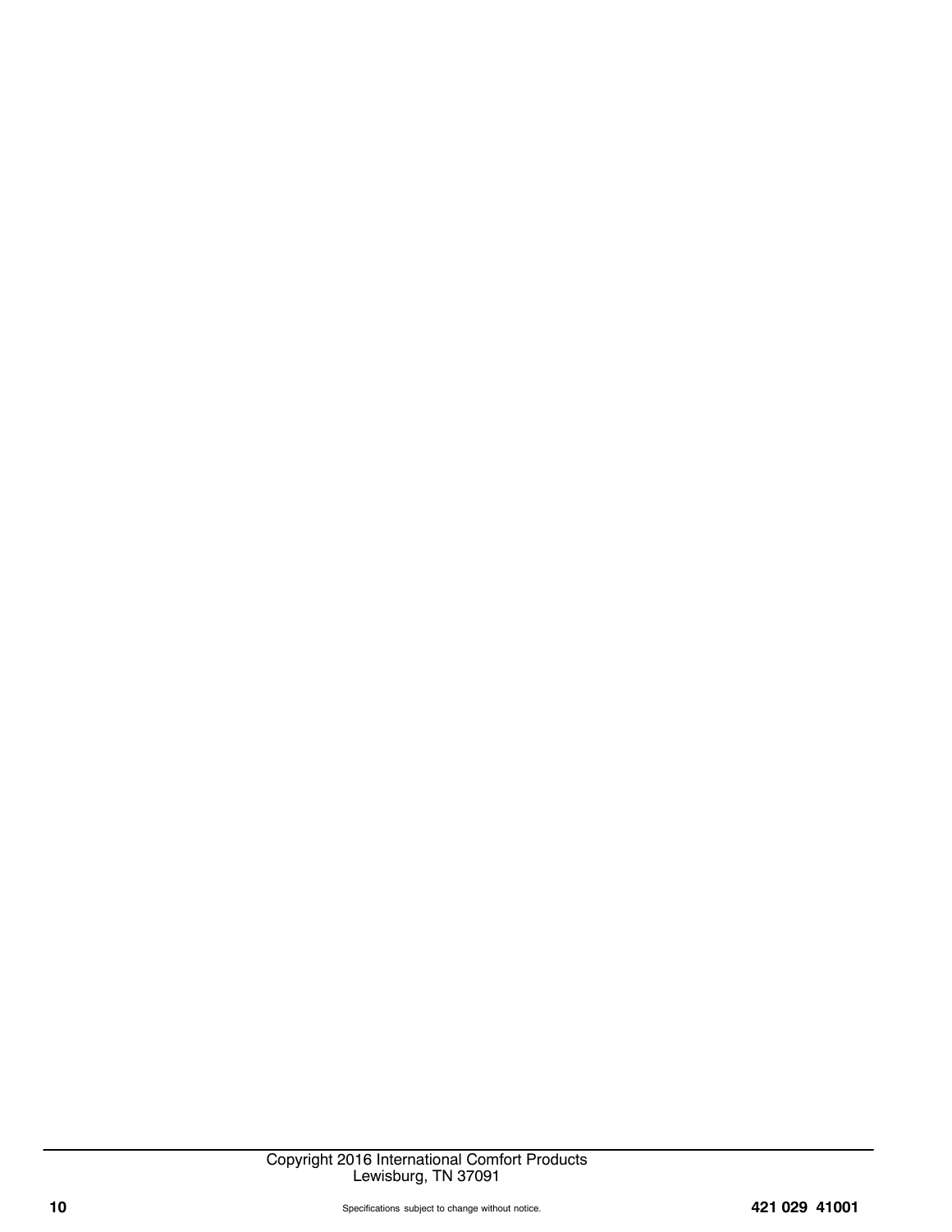Copyright 2016 International Comfort Products
Lewisburg, TN 37091

Specifications subject to change without notice.

421 029 41001